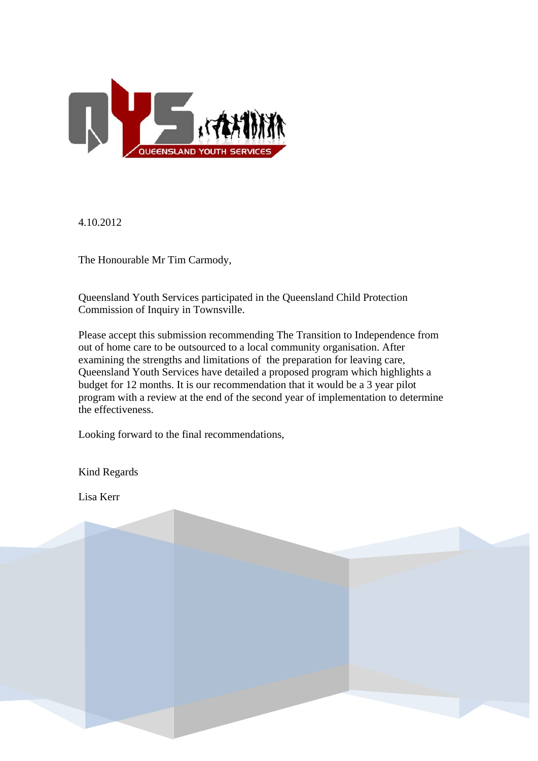4.10.2012

The Honourable Mr Tim Carmody,

Queensland Youth Services participated in the Queensland Child Protection Commission of Inquiry in Townsville.

Please accept this submission recommending The Transition to Independence from out of home care to be outsourced to a local community organisation. After examining the strengths and limitations of the preparation for leaving care, Queensland Youth Services have detailed a proposed program which highlights a budget for 12 months. It is our recommendation that it would be a 3 year pilot program with a review at the end of the second year of implementation to determine the effectiveness.

Looking forward to the final recommendations,

Kind Regards

Lisa Kerr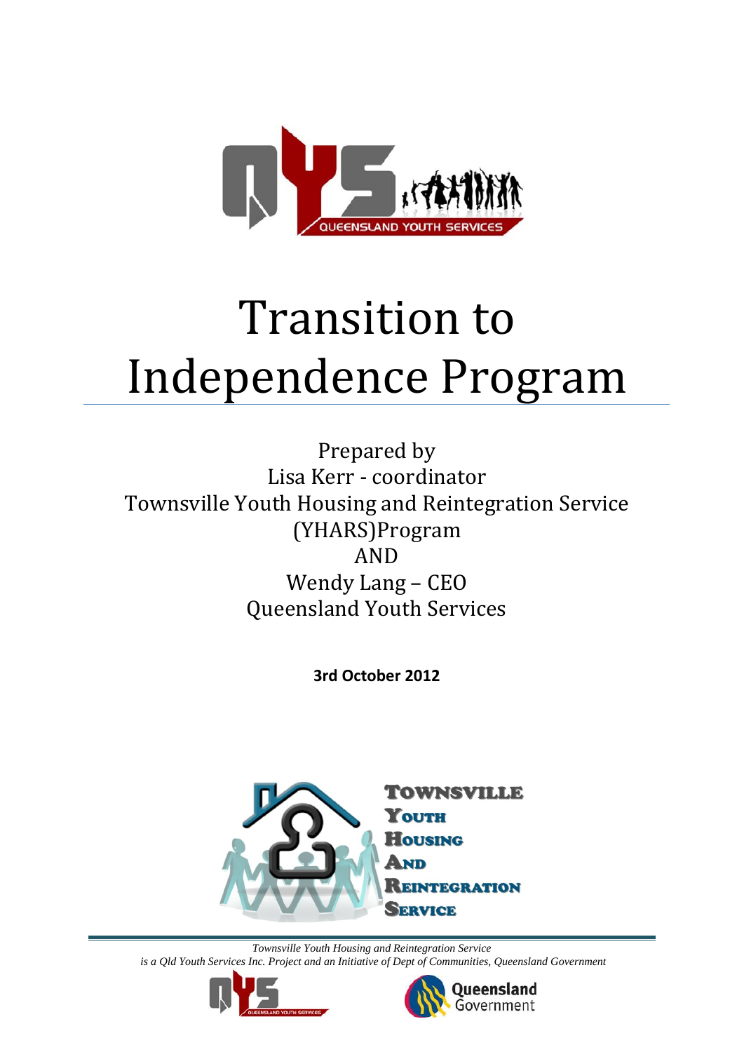# Transition to Independence Program

Prepared by
Lisa Kerr - coordinator
Townsville Youth Housing and Reintegration Service (YHARS)Program
AND
Wendy Lang – CEO
Queensland Youth Services

**3rd October 2012**

*Townsville Youth Housing and Reintegration Service*
*is a Qld Youth Services Inc. Project and an Initiative of Dept of Communities, Queensland Government*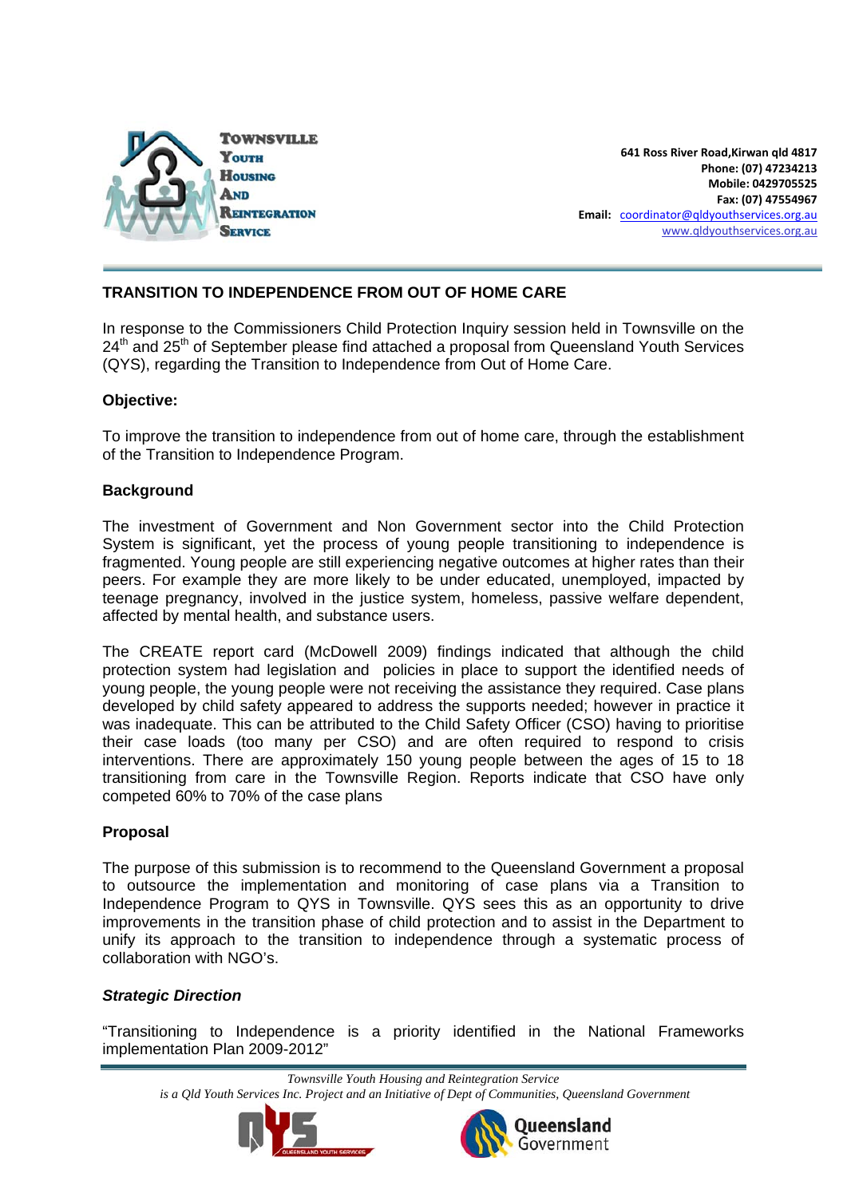**Townsville Youth Housing And Reintegration Service**

641 Ross River Road,Kirwan qld 4817
Phone: (07) 47234213
Mobile: 0429705525
Fax: (07) 47554967
Email: coordinator@qldyouthservices.org.au
www.qldyouthservices.org.au

## TRANSITION TO INDEPENDENCE FROM OUT OF HOME CARE

In response to the Commissioners Child Protection Inquiry session held in Townsville on the 24th and 25th of September please find attached a proposal from Queensland Youth Services (QYS), regarding the Transition to Independence from Out of Home Care.

### Objective:

To improve the transition to independence from out of home care, through the establishment of the Transition to Independence Program.

### Background

The investment of Government and Non Government sector into the Child Protection System is significant, yet the process of young people transitioning to independence is fragmented. Young people are still experiencing negative outcomes at higher rates than their peers. For example they are more likely to be under educated, unemployed, impacted by teenage pregnancy, involved in the justice system, homeless, passive welfare dependent, affected by mental health, and substance users.

The CREATE report card (McDowell 2009) findings indicated that although the child protection system had legislation and policies in place to support the identified needs of young people, the young people were not receiving the assistance they required. Case plans developed by child safety appeared to address the supports needed; however in practice it was inadequate. This can be attributed to the Child Safety Officer (CSO) having to prioritise their case loads (too many per CSO) and are often required to respond to crisis interventions. There are approximately 150 young people between the ages of 15 to 18 transitioning from care in the Townsville Region. Reports indicate that CSO have only competed 60% to 70% of the case plans

### Proposal

The purpose of this submission is to recommend to the Queensland Government a proposal to outsource the implementation and monitoring of case plans via a Transition to Independence Program to QYS in Townsville. QYS sees this as an opportunity to drive improvements in the transition phase of child protection and to assist in the Department to unify its approach to the transition to independence through a systematic process of collaboration with NGO's.

#### *Strategic Direction*

"Transitioning to Independence is a priority identified in the National Frameworks implementation Plan 2009-2012"

*Townsville Youth Housing and Reintegration Service*
*is a Qld Youth Services Inc. Project and an Initiative of Dept of Communities, Queensland Government*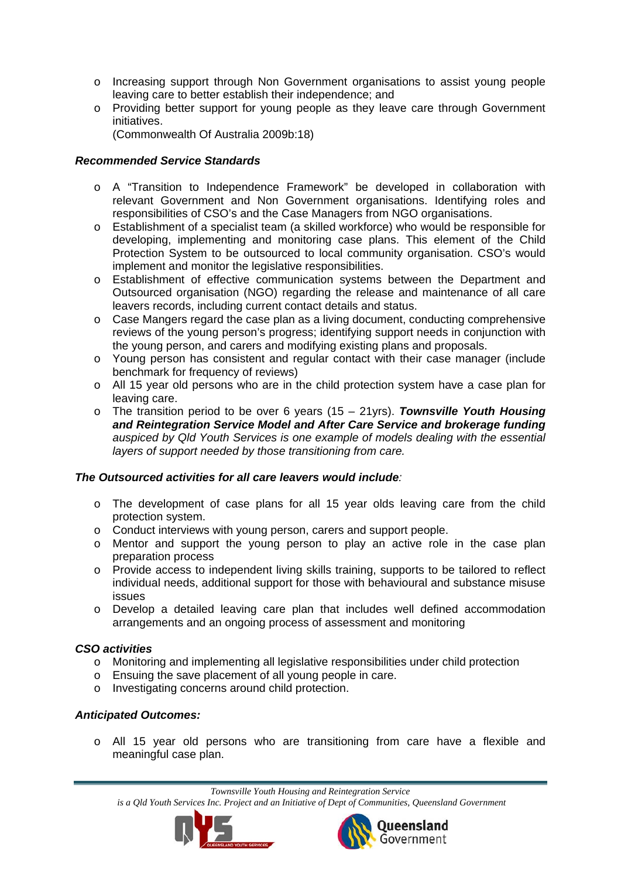- Increasing support through Non Government organisations to assist young people leaving care to better establish their independence; and
- Providing better support for young people as they leave care through Government initiatives.

  (Commonwealth Of Australia 2009b:18)

***Recommended Service Standards***

- A "Transition to Independence Framework" be developed in collaboration with relevant Government and Non Government organisations. Identifying roles and responsibilities of CSO's and the Case Managers from NGO organisations.
- Establishment of a specialist team (a skilled workforce) who would be responsible for developing, implementing and monitoring case plans. This element of the Child Protection System to be outsourced to local community organisation. CSO's would implement and monitor the legislative responsibilities.
- Establishment of effective communication systems between the Department and Outsourced organisation (NGO) regarding the release and maintenance of all care leavers records, including current contact details and status.
- Case Mangers regard the case plan as a living document, conducting comprehensive reviews of the young person's progress; identifying support needs in conjunction with the young person, and carers and modifying existing plans and proposals.
- Young person has consistent and regular contact with their case manager (include benchmark for frequency of reviews)
- All 15 year old persons who are in the child protection system have a case plan for leaving care.
- The transition period to be over 6 years (15 – 21yrs). ***Townsville Youth Housing and Reintegration Service Model and After Care Service and brokerage funding*** *auspiced by Qld Youth Services is one example of models dealing with the essential layers of support needed by those transitioning from care.*

***The Outsourced activities for all care leavers would include****:*

- The development of case plans for all 15 year olds leaving care from the child protection system.
- Conduct interviews with young person, carers and support people.
- Mentor and support the young person to play an active role in the case plan preparation process
- Provide access to independent living skills training, supports to be tailored to reflect individual needs, additional support for those with behavioural and substance misuse issues
- Develop a detailed leaving care plan that includes well defined accommodation arrangements and an ongoing process of assessment and monitoring

***CSO activities***

- Monitoring and implementing all legislative responsibilities under child protection
- Ensuing the save placement of all young people in care.
- Investigating concerns around child protection.

***Anticipated Outcomes:***

- All 15 year old persons who are transitioning from care have a flexible and meaningful case plan.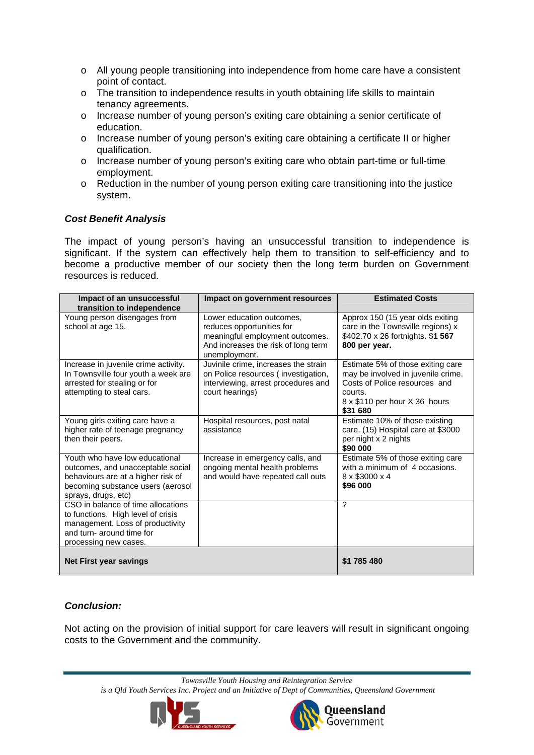- All young people transitioning into independence from home care have a consistent point of contact.
- The transition to independence results in youth obtaining life skills to maintain tenancy agreements.
- Increase number of young person's exiting care obtaining a senior certificate of education.
- Increase number of young person's exiting care obtaining a certificate II or higher qualification.
- Increase number of young person's exiting care who obtain part-time or full-time employment.
- Reduction in the number of young person exiting care transitioning into the justice system.

### *Cost Benefit Analysis*

The impact of young person's having an unsuccessful transition to independence is significant. If the system can effectively help them to transition to self-efficiency and to become a productive member of our society then the long term burden on Government resources is reduced.

| Impact of an unsuccessful transition to independence | Impact on government resources | Estimated Costs |
|---|---|---|
| Young person disengages from school at age 15. | Lower education outcomes, reduces opportunities for meaningful employment outcomes. And increases the risk of long term unemployment. | Approx 150 (15 year olds exiting care in the Townsville regions) x $402.70 x 26 fortnights. $**1 567 800 per year.** |
| Increase in juvenile crime activity. In Townsville four youth a week are arrested for stealing or for attempting to steal cars. | Juvinile crime, increases the strain on Police resources ( investigation, interviewing, arrest procedures and court hearings) | Estimate 5% of those exiting care may be involved in juvenile crime. Costs of Police resources and courts. 8 x $110 per hour X 36 hours **$31 680** |
| Young girls exiting care have a higher rate of teenage pregnancy then their peers. | Hospital resources, post natal assistance | Estimate 10% of those existing care. (15) Hospital care at $3000 per night x 2 nights **$90 000** |
| Youth who have low educational outcomes, and unacceptable social behaviours are at a higher risk of becoming substance users (aerosol sprays, drugs, etc) | Increase in emergency calls, and ongoing mental health problems and would have repeated call outs | Estimate 5% of those exiting care with a minimum of 4 occasions. 8 x $3000 x 4 **$96 000** |
| CSO in balance of time allocations to functions. High level of crisis management. Loss of productivity and turn- around time for processing new cases. | | ? |
| **Net First year savings** | | **$1 785 480** |

### *Conclusion:*

Not acting on the provision of initial support for care leavers will result in significant ongoing costs to the Government and the community.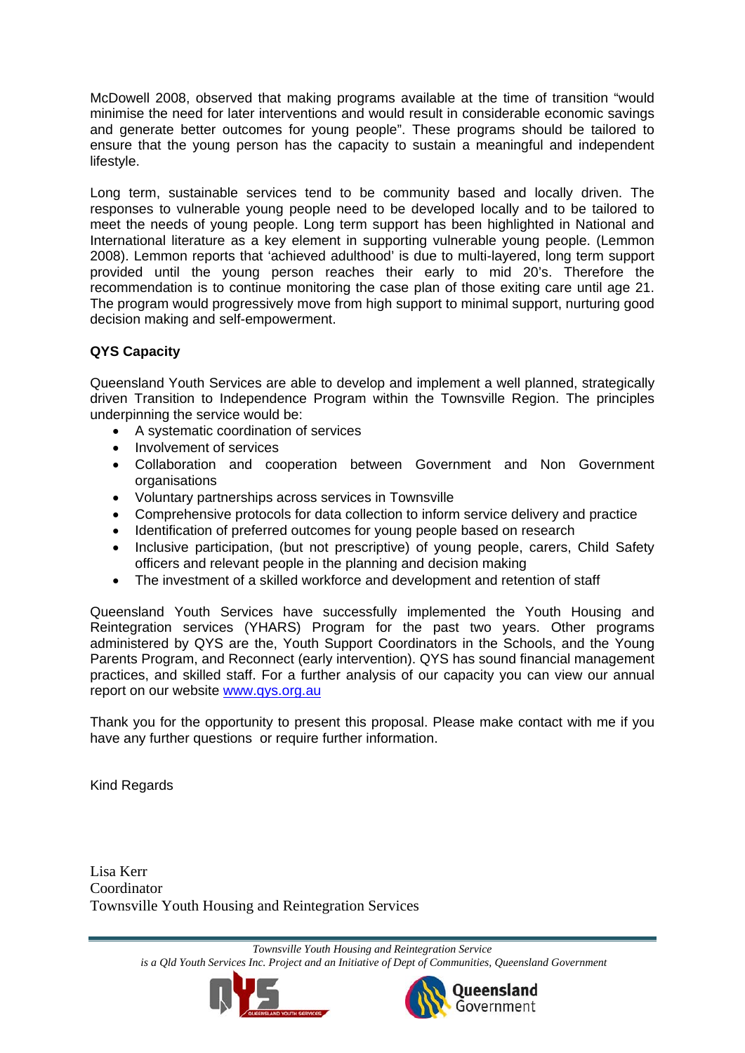McDowell 2008, observed that making programs available at the time of transition "would minimise the need for later interventions and would result in considerable economic savings and generate better outcomes for young people". These programs should be tailored to ensure that the young person has the capacity to sustain a meaningful and independent lifestyle.

Long term, sustainable services tend to be community based and locally driven. The responses to vulnerable young people need to be developed locally and to be tailored to meet the needs of young people. Long term support has been highlighted in National and International literature as a key element in supporting vulnerable young people. (Lemmon 2008). Lemmon reports that 'achieved adulthood' is due to multi-layered, long term support provided until the young person reaches their early to mid 20's. Therefore the recommendation is to continue monitoring the case plan of those exiting care until age 21. The program would progressively move from high support to minimal support, nurturing good decision making and self-empowerment.

**QYS Capacity**

Queensland Youth Services are able to develop and implement a well planned, strategically driven Transition to Independence Program within the Townsville Region. The principles underpinning the service would be:

- A systematic coordination of services
- Involvement of services
- Collaboration and cooperation between Government and Non Government organisations
- Voluntary partnerships across services in Townsville
- Comprehensive protocols for data collection to inform service delivery and practice
- Identification of preferred outcomes for young people based on research
- Inclusive participation, (but not prescriptive) of young people, carers, Child Safety officers and relevant people in the planning and decision making
- The investment of a skilled workforce and development and retention of staff

Queensland Youth Services have successfully implemented the Youth Housing and Reintegration services (YHARS) Program for the past two years. Other programs administered by QYS are the, Youth Support Coordinators in the Schools, and the Young Parents Program, and Reconnect (early intervention). QYS has sound financial management practices, and skilled staff. For a further analysis of our capacity you can view our annual report on our website [www.qys.org.au](http://www.qys.org.au)

Thank you for the opportunity to present this proposal. Please make contact with me if you have any further questions or require further information.

Kind Regards

Lisa Kerr
Coordinator
Townsville Youth Housing and Reintegration Services

*Townsville Youth Housing and Reintegration Service*
*is a Qld Youth Services Inc. Project and an Initiative of Dept of Communities, Queensland Government*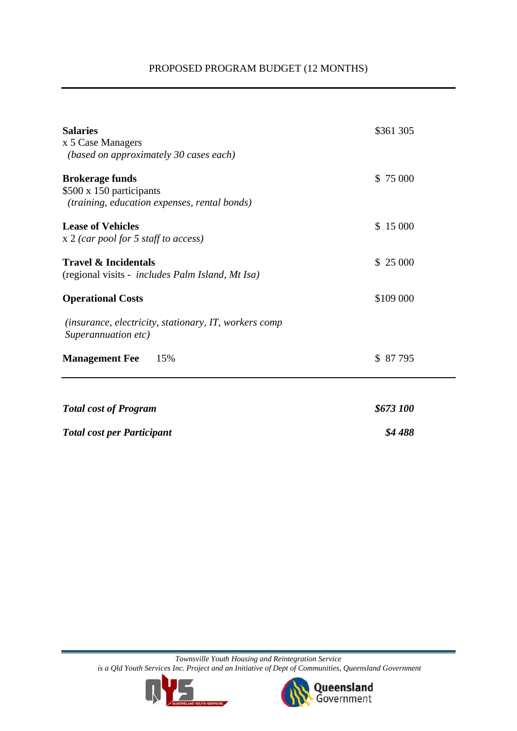# PROPOSED PROGRAM BUDGET (12 MONTHS)

| Item | Amount |
|---|---|
| **Salaries**<br>x 5 Case Managers<br>*(based on approximately 30 cases each)* | $361 305 |
| **Brokerage funds**<br>$500 x 150 participants<br>*(training, education expenses, rental bonds)* | $ 75 000 |
| **Lease of Vehicles**<br>x 2 *(car pool for 5 staff to access)* | $ 15 000 |
| **Travel & Incidentals**<br>(regional visits - *includes Palm Island, Mt Isa)* | $ 25 000 |
| **Operational Costs**<br>*(insurance, electricity, stationary, IT, workers comp Superannuation etc)* | $109 000 |
| **Management Fee** 15% | $ 87 795 |
| ***Total cost of Program*** | ***$673 100*** |
| ***Total cost per Participant*** | ***$4 488*** |

*Townsville Youth Housing and Reintegration Service*
*is a Qld Youth Services Inc. Project and an Initiative of Dept of Communities, Queensland Government*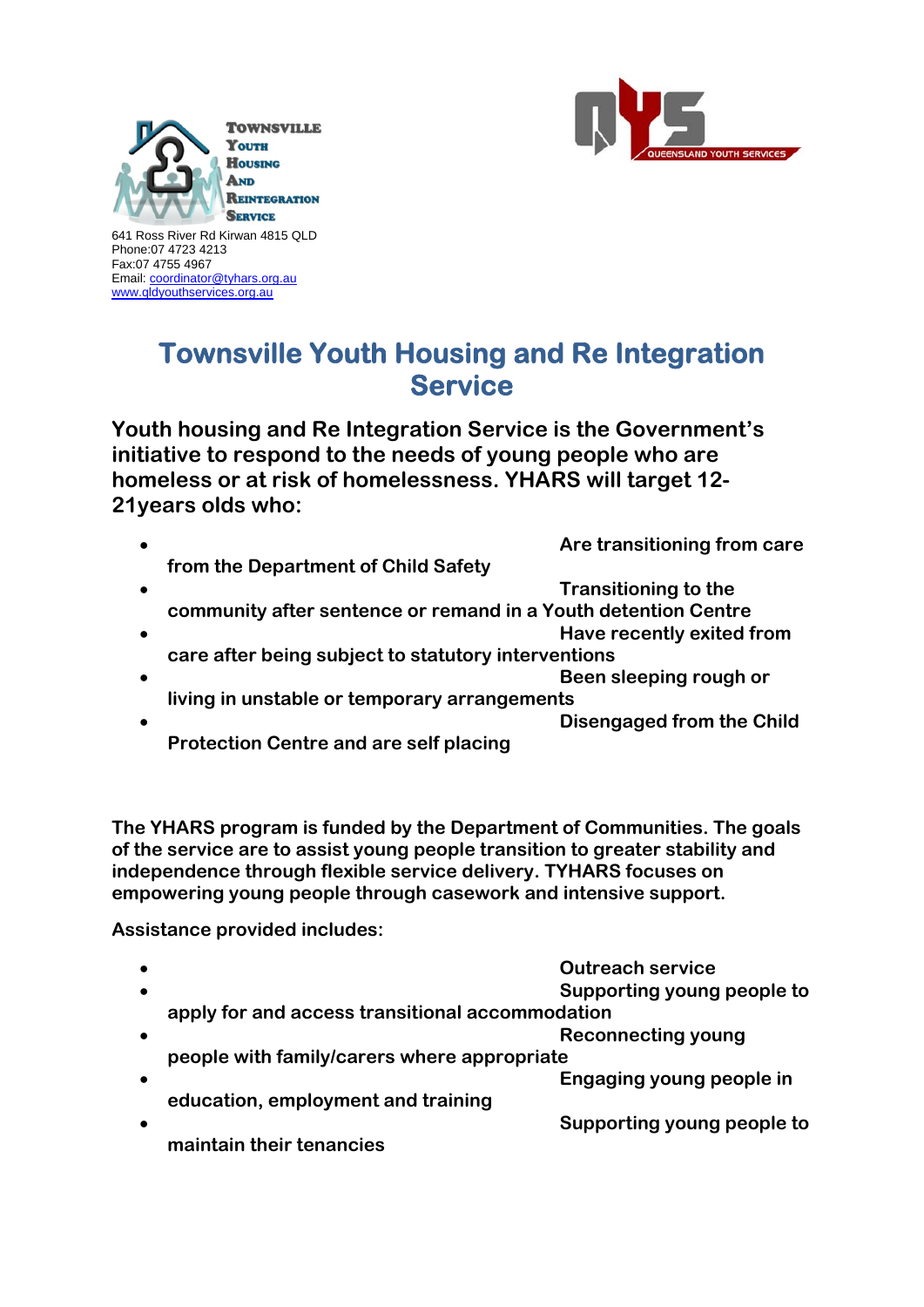TOWNSVILLE YOUTH HOUSING AND REINTEGRATION SERVICE

641 Ross River Rd Kirwan 4815 QLD
Phone:07 4723 4213
Fax:07 4755 4967
Email: coordinator@tyhars.org.au
www.qldyouthservices.org.au

QUEENSLAND YOUTH SERVICES

# Townsville Youth Housing and Re Integration Service

**Youth housing and Re Integration Service is the Government's initiative to respond to the needs of young people who are homeless or at risk of homelessness. YHARS will target 12-21years olds who:**

- **Are transitioning from care from the Department of Child Safety**
- **Transitioning to the community after sentence or remand in a Youth detention Centre**
- **Have recently exited from care after being subject to statutory interventions**
- **Been sleeping rough or living in unstable or temporary arrangements**
- **Disengaged from the Child Protection Centre and are self placing**

**The YHARS program is funded by the Department of Communities. The goals of the service are to assist young people transition to greater stability and independence through flexible service delivery. TYHARS focuses on empowering young people through casework and intensive support.**

**Assistance provided includes:**

- **Outreach service**
- **Supporting young people to apply for and access transitional accommodation**
- **Reconnecting young people with family/carers where appropriate**
- **Engaging young people in education, employment and training**
- **Supporting young people to maintain their tenancies**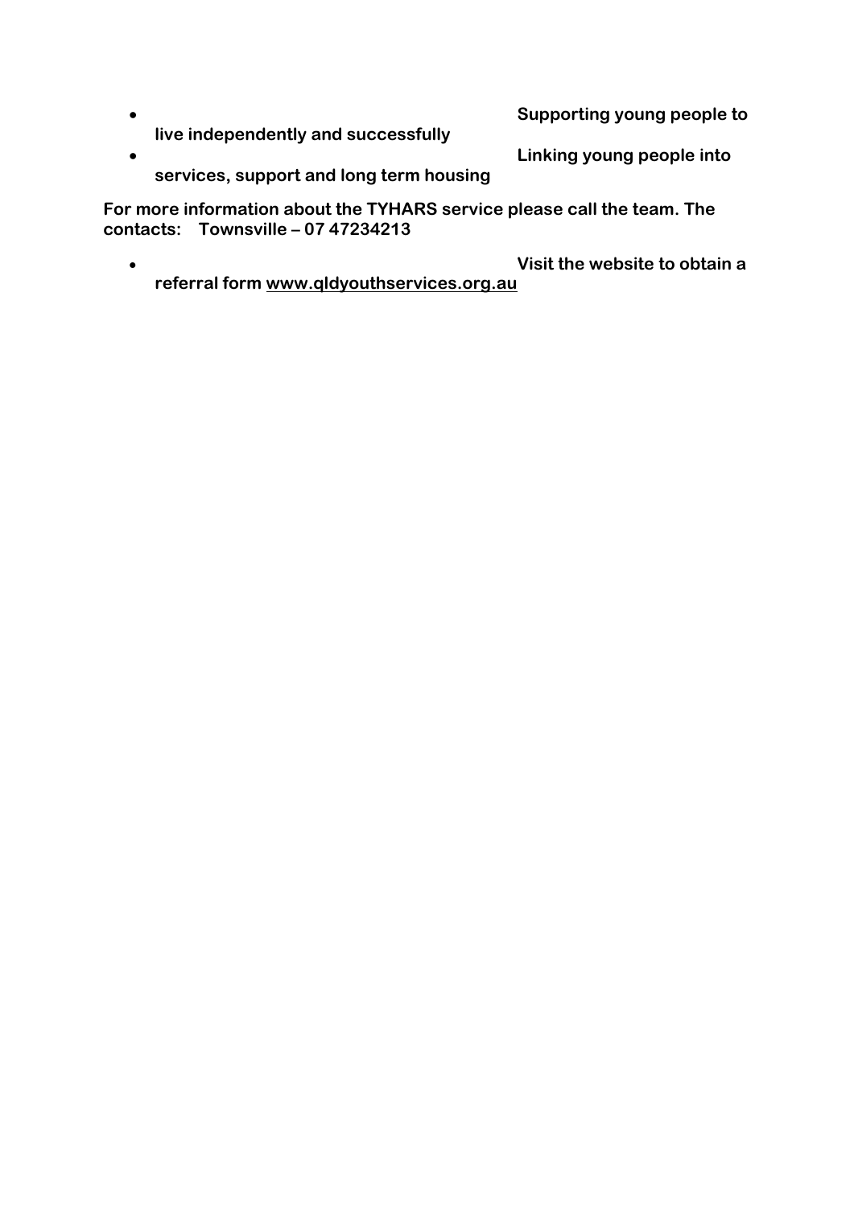- **Supporting young people to live independently and successfully**
- **Linking young people into services, support and long term housing**

**For more information about the TYHARS service please call the team. The contacts: Townsville – 07 47234213**

- **Visit the website to obtain a referral form www.qldyouthservices.org.au**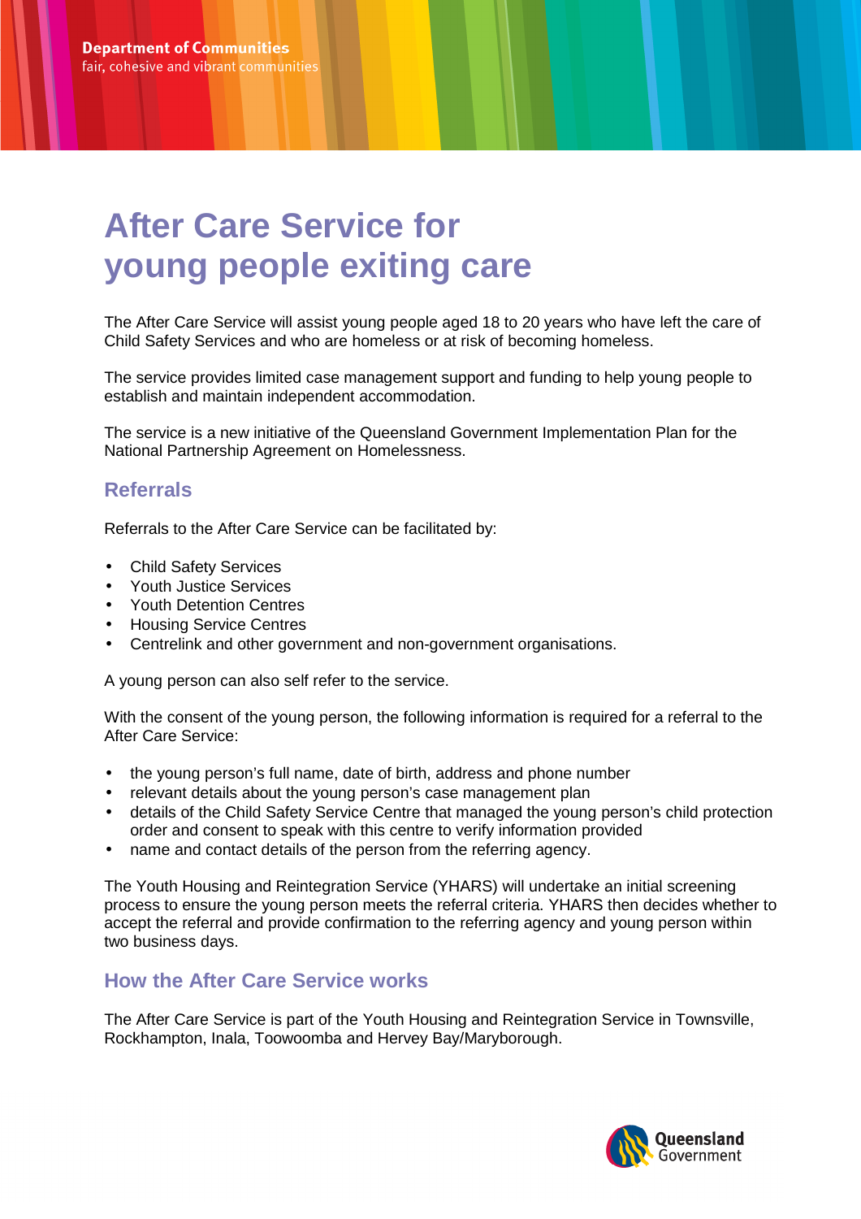# After Care Service for young people exiting care

The After Care Service will assist young people aged 18 to 20 years who have left the care of Child Safety Services and who are homeless or at risk of becoming homeless.

The service provides limited case management support and funding to help young people to establish and maintain independent accommodation.

The service is a new initiative of the Queensland Government Implementation Plan for the National Partnership Agreement on Homelessness.

## Referrals

Referrals to the After Care Service can be facilitated by:

- Child Safety Services
- Youth Justice Services
- Youth Detention Centres
- Housing Service Centres
- Centrelink and other government and non-government organisations.

A young person can also self refer to the service.

With the consent of the young person, the following information is required for a referral to the After Care Service:

- the young person's full name, date of birth, address and phone number
- relevant details about the young person's case management plan
- details of the Child Safety Service Centre that managed the young person's child protection order and consent to speak with this centre to verify information provided
- name and contact details of the person from the referring agency.

The Youth Housing and Reintegration Service (YHARS) will undertake an initial screening process to ensure the young person meets the referral criteria. YHARS then decides whether to accept the referral and provide confirmation to the referring agency and young person within two business days.

## How the After Care Service works

The After Care Service is part of the Youth Housing and Reintegration Service in Townsville, Rockhampton, Inala, Toowoomba and Hervey Bay/Maryborough.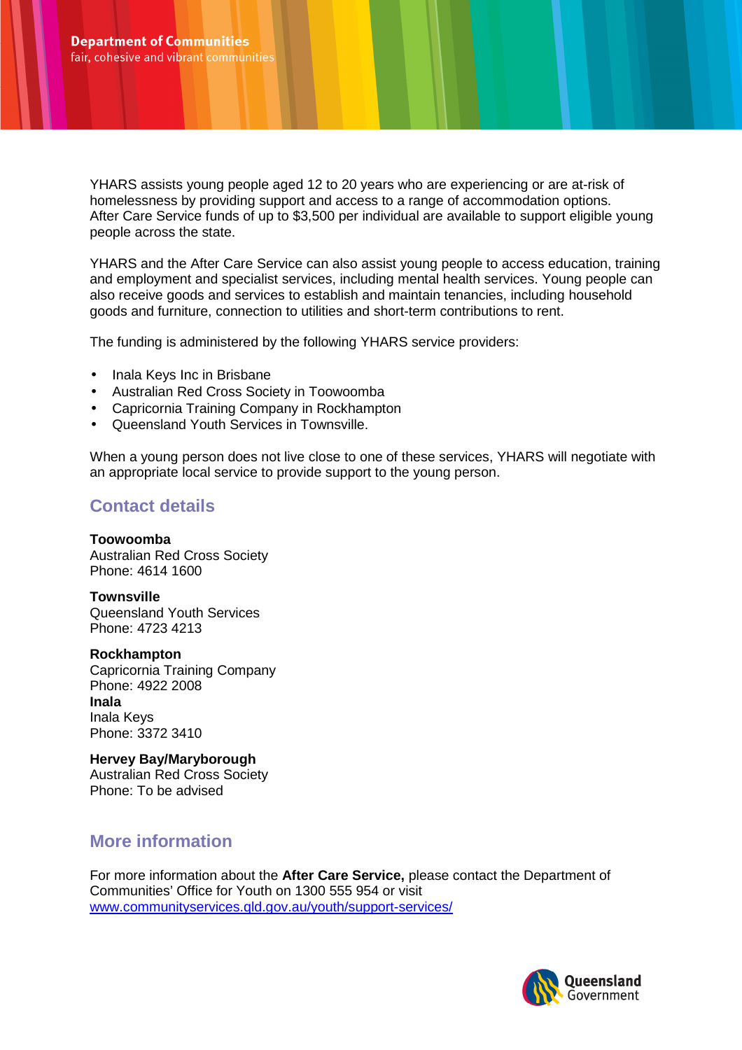YHARS assists young people aged 12 to 20 years who are experiencing or are at-risk of homelessness by providing support and access to a range of accommodation options. After Care Service funds of up to $3,500 per individual are available to support eligible young people across the state.

YHARS and the After Care Service can also assist young people to access education, training and employment and specialist services, including mental health services. Young people can also receive goods and services to establish and maintain tenancies, including household goods and furniture, connection to utilities and short-term contributions to rent.

The funding is administered by the following YHARS service providers:

- Inala Keys Inc in Brisbane
- Australian Red Cross Society in Toowoomba
- Capricornia Training Company in Rockhampton
- Queensland Youth Services in Townsville.

When a young person does not live close to one of these services, YHARS will negotiate with an appropriate local service to provide support to the young person.

## Contact details

**Toowoomba**
Australian Red Cross Society
Phone: 4614 1600

**Townsville**
Queensland Youth Services
Phone: 4723 4213

**Rockhampton**
Capricornia Training Company
Phone: 4922 2008

**Inala**
Inala Keys
Phone: 3372 3410

**Hervey Bay/Maryborough**
Australian Red Cross Society
Phone: To be advised

## More information

For more information about the **After Care Service,** please contact the Department of Communities' Office for Youth on 1300 555 954 or visit www.communityservices.qld.gov.au/youth/support-services/